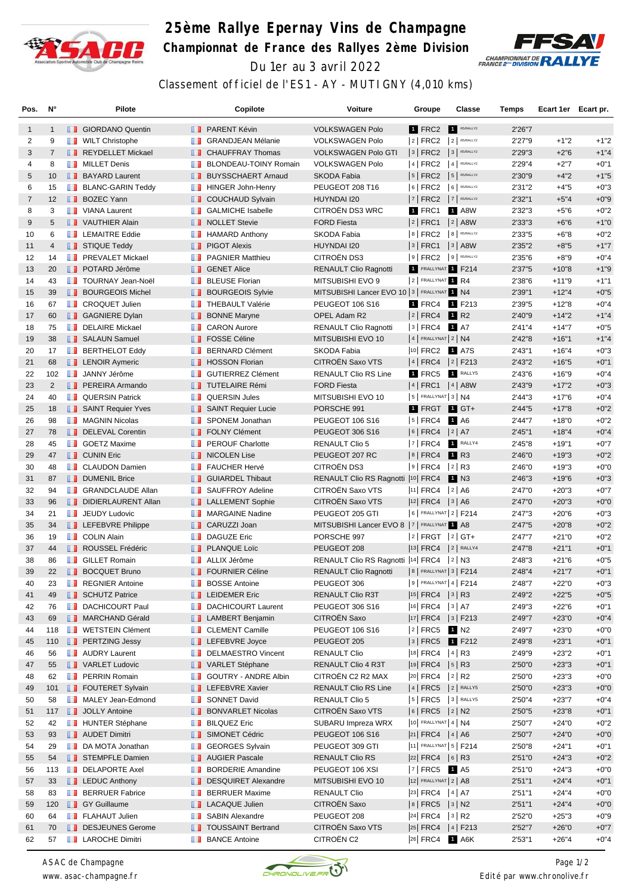# 25ème Rallye Epernay Vins de Champagne

## Championnat de France des Rallyes 2ème Division

Du 1er au 3 avril 2022

Classement officiel de l'ES1 - AY - MUTIGNY (4,010 kms)

| Pos. | N° | Pilote | Copilote | Voiture | Groupe | Classe | Temps | Ecart 1er | Ecart pr. |
|---|---|---|---|---|---|---|---|---|---|
| 1 | 1 | GIORDANO Quentin | PARENT Kévin | VOLKSWAGEN Polo | 1 FRC2 | 1 R5/RALLY2 | 2'26"7 | | |
| 2 | 9 | WILT Christophe | GRANDJEAN Mélanie | VOLKSWAGEN Polo | 2 FRC2 | 2 R5/RALLY2 | 2'27"9 | +1"2 | +1"2 |
| 3 | 7 | REYDELLET Mickael | CHAUFFRAY Thomas | VOLKSWAGEN Polo GTI | 3 FRC2 | 3 R5/RALLY2 | 2'29"3 | +2"6 | +1"4 |
| 4 | 8 | MILLET Denis | BLONDEAU-TOINY Romain | VOLKSWAGEN Polo | 4 FRC2 | 4 R5/RALLY2 | 2'29"4 | +2"7 | +0"1 |
| 5 | 10 | BAYARD Laurent | BUYSSCHAERT Arnaud | SKODA Fabia | 5 FRC2 | 5 R5/RALLY2 | 2'30"9 | +4"2 | +1"5 |
| 6 | 15 | BLANC-GARIN Teddy | HINGER John-Henry | PEUGEOT 208 T16 | 6 FRC2 | 6 R5/RALLY2 | 2'31"2 | +4"5 | +0"3 |
| 7 | 12 | BOZEC Yann | COUCHAUD Sylvain | HUYNDAI I20 | 7 FRC2 | 7 R5/RALLY2 | 2'32"1 | +5"4 | +0"9 |
| 8 | 3 | VIANA Laurent | GALMICHE Isabelle | CITROËN DS3 WRC | 1 FRC1 | 1 A8W | 2'32"3 | +5"6 | +0"2 |
| 9 | 5 | VAUTHIER Alain | NOLLET Stevie | FORD Fiesta | 2 FRC1 | 2 A8W | 2'33"3 | +6"6 | +1"0 |
| 10 | 6 | LEMAITRE Eddie | HAMARD Anthony | SKODA Fabia | 8 FRC2 | 8 R5/RALLY2 | 2'33"5 | +6"8 | +0"2 |
| 11 | 4 | STIQUE Teddy | PIGOT Alexis | HUYNDAI I20 | 3 FRC1 | 3 A8W | 2'35"2 | +8"5 | +1"7 |
| 12 | 14 | PREVALET Mickael | PAGNIER Matthieu | CITROËN DS3 | 9 FRC2 | 9 R5/RALLY2 | 2'35"6 | +8"9 | +0"4 |
| 13 | 20 | POTARD Jérôme | GENET Alice | RENAULT Clio Ragnotti | 1 FRALLYNAT | 1 F214 | 2'37"5 | +10"8 | +1"9 |
| 14 | 43 | TOURNAY Jean-Noël | BLEUSE Florian | MITSUBISHI EVO 9 | 2 FRALLYNAT | 1 R4 | 2'38"6 | +11"9 | +1"1 |
| 15 | 39 | BOURGEOIS Michel | BOURGEOIS Sylvie | MITSUBISHI Lancer EVO 10 | 3 FRALLYNAT | 1 N4 | 2'39"1 | +12"4 | +0"5 |
| 16 | 67 | CROQUET Julien | THEBAULT Valérie | PEUGEOT 106 S16 | 1 FRC4 | 1 F213 | 2'39"5 | +12"8 | +0"4 |
| 17 | 60 | GAGNIERE Dylan | BONNE Maryne | OPEL Adam R2 | 2 FRC4 | 1 R2 | 2'40"9 | +14"2 | +1"4 |
| 18 | 75 | DELAIRE Mickael | CARON Aurore | RENAULT Clio Ragnotti | 3 FRC4 | 1 A7 | 2'41"4 | +14"7 | +0"5 |
| 19 | 38 | SALAUN Samuel | FOSSE Céline | MITSUBISHI EVO 10 | 4 FRALLYNAT | 2 N4 | 2'42"8 | +16"1 | +1"4 |
| 20 | 17 | BERTHELOT Eddy | BERNARD Clément | SKODA Fabia | 10 FRC2 | 1 A7S | 2'43"1 | +16"4 | +0"3 |
| 21 | 68 | LENOIR Aymeric | HOSSON Florian | CITROËN Saxo VTS | 4 FRC4 | 2 F213 | 2'43"2 | +16"5 | +0"1 |
| 22 | 102 | JANNY Jérôme | GUTIERREZ Clément | RENAULT Clio RS Line | 1 FRC5 | 1 RALLY5 | 2'43"6 | +16"9 | +0"4 |
| 23 | 2 | PEREIRA Armando | TUTELAIRE Rémi | FORD Fiesta | 4 FRC1 | 4 A8W | 2'43"9 | +17"2 | +0"3 |
| 24 | 40 | QUERSIN Patrick | QUERSIN Jules | MITSUBISHI EVO 10 | 5 FRALLYNAT | 3 N4 | 2'44"3 | +17"6 | +0"4 |
| 25 | 18 | SAINT Requier Yves | SAINT Requier Lucie | PORSCHE 991 | 1 FRGT | 1 GT+ | 2'44"5 | +17"8 | +0"2 |
| 26 | 98 | MAGNIN Nicolas | SPONEM Jonathan | PEUGEOT 106 S16 | 5 FRC4 | 1 A6 | 2'44"7 | +18"0 | +0"2 |
| 27 | 78 | DELEVAL Corentin | FOLNY Clément | PEUGEOT 306 S16 | 6 FRC4 | 2 A7 | 2'45"1 | +18"4 | +0"4 |
| 28 | 45 | GOETZ Maxime | PEROUF Charlotte | RENAULT Clio 5 | 7 FRC4 | 1 RALLY4 | 2'45"8 | +19"1 | +0"7 |
| 29 | 47 | CUNIN Eric | NICOLEN Lise | PEUGEOT 207 RC | 8 FRC4 | 1 R3 | 2'46"0 | +19"3 | +0"2 |
| 30 | 48 | CLAUDON Damien | FAUCHER Hervé | CITROËN DS3 | 9 FRC4 | 2 R3 | 2'46"0 | +19"3 | +0"0 |
| 31 | 87 | DUMENIL Brice | GUIARDEL Thibaut | RENAULT Clio RS Ragnotti | 10 FRC4 | 1 N3 | 2'46"3 | +19"6 | +0"3 |
| 32 | 94 | GRANDCLAUDE Allan | SAUFFROY Adeline | CITROËN Saxo VTS | 11 FRC4 | 2 A6 | 2'47"0 | +20"3 | +0"7 |
| 33 | 96 | DIDIERLAURENT Allan | LALLEMENT Sophie | CITROËN Saxo VTS | 12 FRC4 | 3 A6 | 2'47"0 | +20"3 | +0"0 |
| 34 | 21 | JEUDY Ludovic | MARGAINE Nadine | PEUGEOT 205 GTI | 6 FRALLYNAT | 2 F214 | 2'47"3 | +20"6 | +0"3 |
| 35 | 34 | LEFEBVRE Philippe | CARUZZI Joan | MITSUBISHI Lancer EVO 8 | 7 FRALLYNAT | 1 A8 | 2'47"5 | +20"8 | +0"2 |
| 36 | 19 | COLIN Alain | DAGUZE Eric | PORSCHE 997 | 2 FRGT | 2 GT+ | 2'47"7 | +21"0 | +0"2 |
| 37 | 44 | ROUSSEL Frédéric | PLANQUE Loïc | PEUGEOT 208 | 13 FRC4 | 2 RALLY4 | 2'47"8 | +21"1 | +0"1 |
| 38 | 86 | GILLET Romain | ALLIX Jérôme | RENAULT Clio RS Ragnotti | 14 FRC4 | 2 N3 | 2'48"3 | +21"6 | +0"5 |
| 39 | 22 | BOCQUET Bruno | FOURNIER Céline | RENAULT Clio Ragnotti | 8 FRALLYNAT | 3 F214 | 2'48"4 | +21"7 | +0"1 |
| 40 | 23 | REGNIER Antoine | BOSSE Antoine | PEUGEOT 306 | 9 FRALLYNAT | 4 F214 | 2'48"7 | +22"0 | +0"3 |
| 41 | 49 | SCHUTZ Patrice | LEIDEMER Eric | RENAULT Clio R3T | 15 FRC4 | 3 R3 | 2'49"2 | +22"5 | +0"5 |
| 42 | 76 | DACHICOURT Paul | DACHICOURT Laurent | PEUGEOT 306 S16 | 16 FRC4 | 3 A7 | 2'49"3 | +22"6 | +0"1 |
| 43 | 69 | MARCHAND Gérald | LAMBERT Benjamin | CITROËN Saxo | 17 FRC4 | 3 F213 | 2'49"7 | +23"0 | +0"4 |
| 44 | 118 | WETSTEIN Clément | CLEMENT Camille | PEUGEOT 106 S16 | 2 FRC5 | 1 N2 | 2'49"7 | +23"0 | +0"0 |
| 45 | 110 | PERTZING Jessy | LEFEBVRE Joyce | PEUGEOT 205 | 3 FRC5 | 1 F212 | 2'49"8 | +23"1 | +0"1 |
| 46 | 56 | AUDRY Laurent | DELMAESTRO Vincent | RENAULT Clio | 18 FRC4 | 4 R3 | 2'49"9 | +23"2 | +0"1 |
| 47 | 55 | VARLET Ludovic | VARLET Stéphane | RENAULT Clio 4 R3T | 19 FRC4 | 5 R3 | 2'50"0 | +23"3 | +0"1 |
| 48 | 62 | PERRIN Romain | GOUTRY - ANDRE Albin | CITROËN C2 R2 MAX | 20 FRC4 | 2 R2 | 2'50"0 | +23"3 | +0"0 |
| 49 | 101 | FOUTERET Sylvain | LEFEBVRE Xavier | RENAULT Clio RS Line | 4 FRC5 | 2 RALLY5 | 2'50"0 | +23"3 | +0"0 |
| 50 | 58 | MALEY Jean-Edmond | SONNET David | RENAULT Clio 5 | 5 FRC5 | 3 RALLY5 | 2'50"4 | +23"7 | +0"4 |
| 51 | 117 | JOLLY Antoine | BONVARLET Nicolas | CITROËN Saxo VTS | 6 FRC5 | 2 N2 | 2'50"5 | +23"8 | +0"1 |
| 52 | 42 | HUNTER Stéphane | BILQUEZ Eric | SUBARU Impreza WRX | 10 FRALLYNAT | 4 N4 | 2'50"7 | +24"0 | +0"2 |
| 53 | 93 | AUDET Dimitri | SIMONET Cédric | PEUGEOT 106 S16 | 21 FRC4 | 4 A6 | 2'50"7 | +24"0 | +0"0 |
| 54 | 29 | DA MOTA Jonathan | GEORGES Sylvain | PEUGEOT 309 GTI | 11 FRALLYNAT | 5 F214 | 2'50"8 | +24"1 | +0"1 |
| 55 | 54 | STEMPFLE Damien | AUGIER Pascale | RENAULT Clio RS | 22 FRC4 | 6 R3 | 2'51"0 | +24"3 | +0"2 |
| 56 | 113 | DELAPORTE Axel | BORDERIE Amandine | PEUGEOT 106 XSI | 7 FRC5 | 1 A5 | 2'51"0 | +24"3 | +0"0 |
| 57 | 33 | LEDUC Anthony | DESQUIRET Alexandre | MITSUBISHI EVO 10 | 12 FRALLYNAT | 2 A8 | 2'51"1 | +24"4 | +0"1 |
| 58 | 83 | BERRUER Fabrice | BERRUER Maxime | RENAULT Clio | 23 FRC4 | 4 A7 | 2'51"1 | +24"4 | +0"0 |
| 59 | 120 | GY Guillaume | LACAQUE Julien | CITROËN Saxo | 8 FRC5 | 3 N2 | 2'51"1 | +24"4 | +0"0 |
| 60 | 64 | FLAHAUT Julien | SABIN Alexandre | PEUGEOT 208 | 24 FRC4 | 3 R2 | 2'52"0 | +25"3 | +0"9 |
| 61 | 70 | DESJEUNES Gerome | TOUSSAINT Bertrand | CITROËN Saxo VTS | 25 FRC4 | 4 F213 | 2'52"7 | +26"0 | +0"7 |
| 62 | 57 | LAROCHE Dimitri | BANCE Antoine | CITROËN C2 | 26 FRC4 | 1 A6K | 2'53"1 | +26"4 | +0"4 |

ASAC de Champagne
www.asac-champagne.fr

Edité par www.chronolive.fr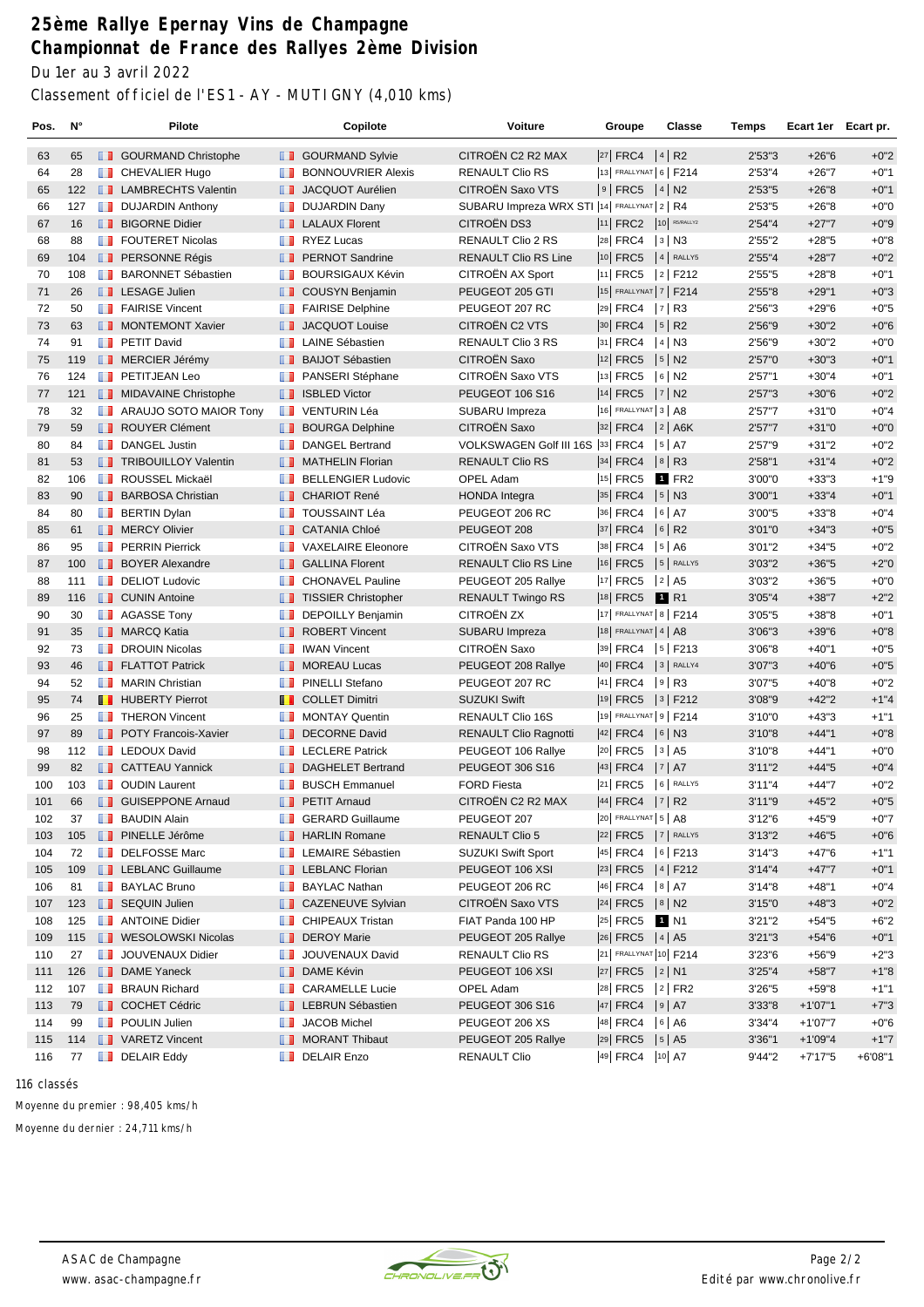# 25ème Rallye Epernay Vins de Champagne
# Championnat de France des Rallyes 2ème Division

Du 1er au 3 avril 2022

Classement officiel de l'ES1 - AY - MUTIGNY (4,010 kms)

| Pos. | N° | Pilote | Copilote | Voiture | Groupe | Classe | Temps | Ecart 1er | Ecart pr. |
|---|---|---|---|---|---|---|---|---|---|
| 63 | 65 | GOURMAND Christophe | GOURMAND Sylvie | CITROËN C2 R2 MAX | 27 FRC4 | 4 R2 | 2'53"3 | +26"6 | +0"2 |
| 64 | 28 | CHEVALIER Hugo | BONNOUVRIER Alexis | RENAULT Clio RS | 13 FRALLYNAT | 6 F214 | 2'53"4 | +26"7 | +0"1 |
| 65 | 122 | LAMBRECHTS Valentin | JACQUOT Aurélien | CITROËN Saxo VTS | 9 FRC5 | 4 N2 | 2'53"5 | +26"8 | +0"1 |
| 66 | 127 | DUJARDIN Anthony | DUJARDIN Dany | SUBARU Impreza WRX STI | 14 FRALLYNAT | 2 R4 | 2'53"5 | +26"8 | +0"0 |
| 67 | 16 | BIGORNE Didier | LALAUX Florent | CITROËN DS3 | 11 FRC2 | 10 R5/RALLY2 | 2'54"4 | +27"7 | +0"9 |
| 68 | 88 | FOUTERET Nicolas | RYEZ Lucas | RENAULT Clio 2 RS | 28 FRC4 | 3 N3 | 2'55"2 | +28"5 | +0"8 |
| 69 | 104 | PERSONNE Régis | PERNOT Sandrine | RENAULT Clio RS Line | 10 FRC5 | 4 RALLY5 | 2'55"4 | +28"7 | +0"2 |
| 70 | 108 | BARONNET Sébastien | BOURSIGAUX Kévin | CITROËN AX Sport | 11 FRC5 | 2 F212 | 2'55"5 | +28"8 | +0"1 |
| 71 | 26 | LESAGE Julien | COUSYN Benjamin | PEUGEOT 205 GTI | 15 FRALLYNAT | 7 F214 | 2'55"8 | +29"1 | +0"3 |
| 72 | 50 | FAIRISE Vincent | FAIRISE Delphine | PEUGEOT 207 RC | 29 FRC4 | 7 R3 | 2'56"3 | +29"6 | +0"5 |
| 73 | 63 | MONTEMONT Xavier | JACQUOT Louise | CITROËN C2 VTS | 30 FRC4 | 5 R2 | 2'56"9 | +30"2 | +0"6 |
| 74 | 91 | PETIT David | LAINE Sébastien | RENAULT Clio 3 RS | 31 FRC4 | 4 N3 | 2'56"9 | +30"2 | +0"0 |
| 75 | 119 | MERCIER Jérémy | BAIJOT Sébastien | CITROËN Saxo | 12 FRC5 | 5 N2 | 2'57"0 | +30"3 | +0"1 |
| 76 | 124 | PETITJEAN Leo | PANSERI Stéphane | CITROËN Saxo VTS | 13 FRC5 | 6 N2 | 2'57"1 | +30"4 | +0"1 |
| 77 | 121 | MIDAVAINE Christophe | ISBLED Victor | PEUGEOT 106 S16 | 14 FRC5 | 7 N2 | 2'57"3 | +30"6 | +0"2 |
| 78 | 32 | ARAUJO SOTO MAIOR Tony | VENTURIN Léa | SUBARU Impreza | 16 FRALLYNAT | 3 A8 | 2'57"7 | +31"0 | +0"4 |
| 79 | 59 | ROUYER Clément | BOURGA Delphine | CITROËN Saxo | 32 FRC4 | 2 A6K | 2'57"7 | +31"0 | +0"0 |
| 80 | 84 | DANGEL Justin | DANGEL Bertrand | VOLKSWAGEN Golf III 16S | 33 FRC4 | 5 A7 | 2'57"9 | +31"2 | +0"2 |
| 81 | 53 | TRIBOUILLOY Valentin | MATHELIN Florian | RENAULT Clio RS | 34 FRC4 | 8 R3 | 2'58"1 | +31"4 | +0"2 |
| 82 | 106 | ROUSSEL Mickaël | BELLENGIER Ludovic | OPEL Adam | 15 FRC5 | 1 FR2 | 3'00"0 | +33"3 | +1"9 |
| 83 | 90 | BARBOSA Christian | CHARIOT René | HONDA Integra | 35 FRC4 | 5 N3 | 3'00"1 | +33"4 | +0"1 |
| 84 | 80 | BERTIN Dylan | TOUSSAINT Léa | PEUGEOT 206 RC | 36 FRC4 | 6 A7 | 3'00"5 | +33"8 | +0"4 |
| 85 | 61 | MERCY Olivier | CATANIA Chloé | PEUGEOT 208 | 37 FRC4 | 6 R2 | 3'01"0 | +34"3 | +0"5 |
| 86 | 95 | PERRIN Pierrick | VAXELAIRE Eleonore | CITROËN Saxo VTS | 38 FRC4 | 5 A6 | 3'01"2 | +34"5 | +0"2 |
| 87 | 100 | BOYER Alexandre | GALLINA Florent | RENAULT Clio RS Line | 16 FRC5 | 5 RALLY5 | 3'03"2 | +36"5 | +2"0 |
| 88 | 111 | DELIOT Ludovic | CHONAVEL Pauline | PEUGEOT 205 Rallye | 17 FRC5 | 2 A5 | 3'03"2 | +36"5 | +0"0 |
| 89 | 116 | CUNIN Antoine | TISSIER Christopher | RENAULT Twingo RS | 18 FRC5 | 1 R1 | 3'05"4 | +38"7 | +2"2 |
| 90 | 30 | AGASSE Tony | DEPOILLY Benjamin | CITROËN ZX | 17 FRALLYNAT | 8 F214 | 3'05"5 | +38"8 | +0"1 |
| 91 | 35 | MARCQ Katia | ROBERT Vincent | SUBARU Impreza | 18 FRALLYNAT | 4 A8 | 3'06"3 | +39"6 | +0"8 |
| 92 | 73 | DROUIN Nicolas | IWAN Vincent | CITROËN Saxo | 39 FRC4 | 5 F213 | 3'06"8 | +40"1 | +0"5 |
| 93 | 46 | FLATTOT Patrick | MOREAU Lucas | PEUGEOT 208 Rallye | 40 FRC4 | 3 RALLY4 | 3'07"3 | +40"6 | +0"5 |
| 94 | 52 | MARIN Christian | PINELLI Stefano | PEUGEOT 207 RC | 41 FRC4 | 9 R3 | 3'07"5 | +40"8 | +0"2 |
| 95 | 74 | HUBERTY Pierrot | COLLET Dimitri | SUZUKI Swift | 19 FRC5 | 3 F212 | 3'08"9 | +42"2 | +1"4 |
| 96 | 25 | THERON Vincent | MONTAY Quentin | RENAULT Clio 16S | 19 FRALLYNAT | 9 F214 | 3'10"0 | +43"3 | +1"1 |
| 97 | 89 | POTY Francois-Xavier | DECORNE David | RENAULT Clio Ragnotti | 42 FRC4 | 6 N3 | 3'10"8 | +44"1 | +0"8 |
| 98 | 112 | LEDOUX David | LECLERE Patrick | PEUGEOT 106 Rallye | 20 FRC5 | 3 A5 | 3'10"8 | +44"1 | +0"0 |
| 99 | 82 | CATTEAU Yannick | DAGHELET Bertrand | PEUGEOT 306 S16 | 43 FRC4 | 7 A7 | 3'11"2 | +44"5 | +0"4 |
| 100 | 103 | OUDIN Laurent | BUSCH Emmanuel | FORD Fiesta | 21 FRC5 | 6 RALLY5 | 3'11"4 | +44"7 | +0"2 |
| 101 | 66 | GUISEPPONE Arnaud | PETIT Arnaud | CITROËN C2 R2 MAX | 44 FRC4 | 7 R2 | 3'11"9 | +45"2 | +0"5 |
| 102 | 37 | BAUDIN Alain | GERARD Guillaume | PEUGEOT 207 | 20 FRALLYNAT | 5 A8 | 3'12"6 | +45"9 | +0"7 |
| 103 | 105 | PINELLE Jérôme | HARLIN Romane | RENAULT Clio 5 | 22 FRC5 | 7 RALLY5 | 3'13"2 | +46"5 | +0"6 |
| 104 | 72 | DELFOSSE Marc | LEMAIRE Sébastien | SUZUKI Swift Sport | 45 FRC4 | 6 F213 | 3'14"3 | +47"6 | +1"1 |
| 105 | 109 | LEBLANC Guillaume | LEBLANC Florian | PEUGEOT 106 XSI | 23 FRC5 | 4 F212 | 3'14"4 | +47"7 | +0"1 |
| 106 | 81 | BAYLAC Bruno | BAYLAC Nathan | PEUGEOT 206 RC | 46 FRC4 | 8 A7 | 3'14"8 | +48"1 | +0"4 |
| 107 | 123 | SEQUIN Julien | CAZENEUVE Sylvian | CITROËN Saxo VTS | 24 FRC5 | 8 N2 | 3'15"0 | +48"3 | +0"2 |
| 108 | 125 | ANTOINE Didier | CHIPEAUX Tristan | FIAT Panda 100 HP | 25 FRC5 | 1 N1 | 3'21"2 | +54"5 | +6"2 |
| 109 | 115 | WESOLOWSKI Nicolas | DEROY Marie | PEUGEOT 205 Rallye | 26 FRC5 | 4 A5 | 3'21"3 | +54"6 | +0"1 |
| 110 | 27 | JOUVENAUX Didier | JOUVENAUX David | RENAULT Clio RS | 21 FRALLYNAT | 10 F214 | 3'23"6 | +56"9 | +2"3 |
| 111 | 126 | DAME Yaneck | DAME Kévin | PEUGEOT 106 XSI | 27 FRC5 | 2 N1 | 3'25"4 | +58"7 | +1"8 |
| 112 | 107 | BRAUN Richard | CARAMELLE Lucie | OPEL Adam | 28 FRC5 | 2 FR2 | 3'26"5 | +59"8 | +1"1 |
| 113 | 79 | COCHET Cédric | LEBRUN Sébastien | PEUGEOT 306 S16 | 47 FRC4 | 9 A7 | 3'33"8 | +1'07"1 | +7"3 |
| 114 | 99 | POULIN Julien | JACOB Michel | PEUGEOT 206 XS | 48 FRC4 | 6 A6 | 3'34"4 | +1'07"7 | +0"6 |
| 115 | 114 | VARETZ Vincent | MORANT Thibaut | PEUGEOT 205 Rallye | 29 FRC5 | 5 A5 | 3'36"1 | +1'09"4 | +1"7 |
| 116 | 77 | DELAIR Eddy | DELAIR Enzo | RENAULT Clio | 49 FRC4 | 10 A7 | 9'44"2 | +7'17"5 | +6'08"1 |

116 classés

Moyenne du premier : 98,405 kms/h

Moyenne du dernier : 24,711 kms/h

ASAC de Champagne
www.asac-champagne.fr

Edité par www.chronolive.fr